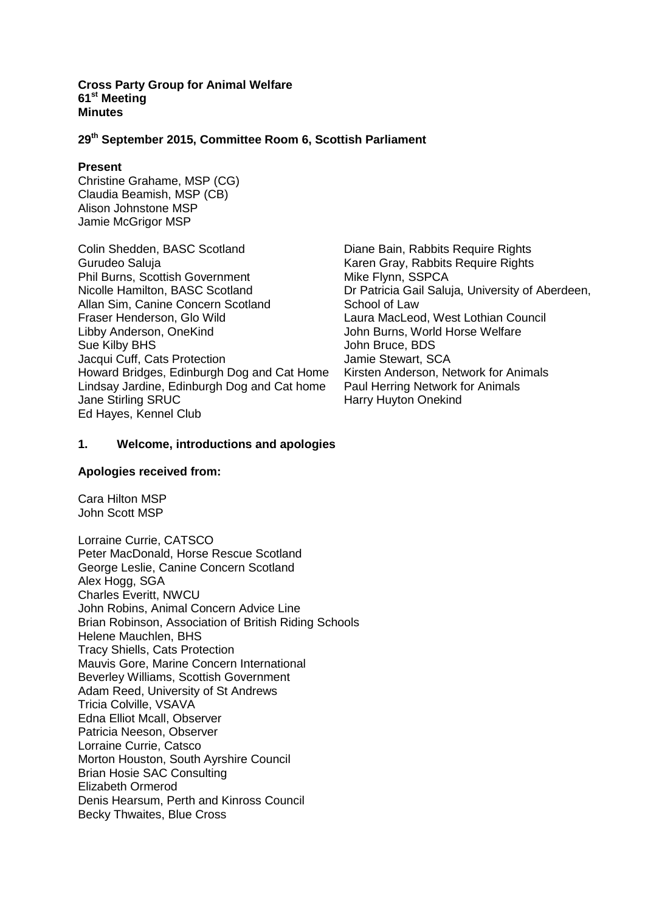**Cross Party Group for Animal Welfare**
**61st Meeting**
**Minutes**

**29th September 2015, Committee Room 6, Scottish Parliament**

**Present**

Christine Grahame, MSP (CG)
Claudia Beamish, MSP (CB)
Alison Johnstone MSP
Jamie McGrigor MSP

Colin Shedden, BASC Scotland
Gurudeo Saluja
Phil Burns, Scottish Government
Nicolle Hamilton, BASC Scotland
Allan Sim, Canine Concern Scotland
Fraser Henderson, Glo Wild
Libby Anderson, OneKind
Sue Kilby BHS
Jacqui Cuff, Cats Protection
Howard Bridges, Edinburgh Dog and Cat Home
Lindsay Jardine, Edinburgh Dog and Cat home
Jane Stirling SRUC
Ed Hayes, Kennel Club
Diane Bain, Rabbits Require Rights
Karen Gray, Rabbits Require Rights
Mike Flynn, SSPCA
Dr Patricia Gail Saluja, University of Aberdeen, School of Law
Laura MacLeod, West Lothian Council
John Burns, World Horse Welfare
John Bruce, BDS
Jamie Stewart, SCA
Kirsten Anderson, Network for Animals
Paul Herring Network for Animals
Harry Huyton Onekind

## 1. Welcome, introductions and apologies

**Apologies received from:**

Cara Hilton MSP
John Scott MSP

Lorraine Currie, CATSCO
Peter MacDonald, Horse Rescue Scotland
George Leslie, Canine Concern Scotland
Alex Hogg, SGA
Charles Everitt, NWCU
John Robins, Animal Concern Advice Line
Brian Robinson, Association of British Riding Schools
Helene Mauchlen, BHS
Tracy Shiells, Cats Protection
Mauvis Gore, Marine Concern International
Beverley Williams, Scottish Government
Adam Reed, University of St Andrews
Tricia Colville, VSAVA
Edna Elliot Mcall, Observer
Patricia Neeson, Observer
Lorraine Currie, Catsco
Morton Houston, South Ayrshire Council
Brian Hosie SAC Consulting
Elizabeth Ormerod
Denis Hearsum, Perth and Kinross Council
Becky Thwaites, Blue Cross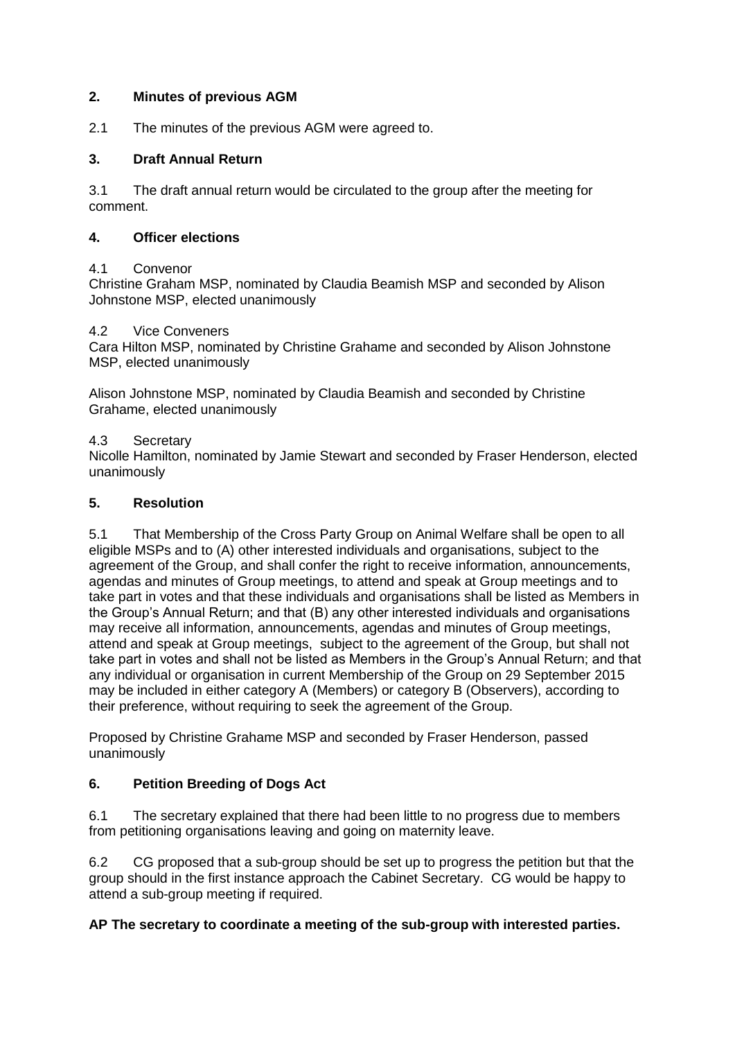## 2. Minutes of previous AGM

2.1 The minutes of the previous AGM were agreed to.

## 3. Draft Annual Return

3.1 The draft annual return would be circulated to the group after the meeting for comment.

## 4. Officer elections

4.1 Convenor

Christine Graham MSP, nominated by Claudia Beamish MSP and seconded by Alison Johnstone MSP, elected unanimously

4.2 Vice Conveners

Cara Hilton MSP, nominated by Christine Grahame and seconded by Alison Johnstone MSP, elected unanimously

Alison Johnstone MSP, nominated by Claudia Beamish and seconded by Christine Grahame, elected unanimously

4.3 Secretary

Nicolle Hamilton, nominated by Jamie Stewart and seconded by Fraser Henderson, elected unanimously

## 5. Resolution

5.1 That Membership of the Cross Party Group on Animal Welfare shall be open to all eligible MSPs and to (A) other interested individuals and organisations, subject to the agreement of the Group, and shall confer the right to receive information, announcements, agendas and minutes of Group meetings, to attend and speak at Group meetings and to take part in votes and that these individuals and organisations shall be listed as Members in the Group's Annual Return; and that (B) any other interested individuals and organisations may receive all information, announcements, agendas and minutes of Group meetings, attend and speak at Group meetings, subject to the agreement of the Group, but shall not take part in votes and shall not be listed as Members in the Group's Annual Return; and that any individual or organisation in current Membership of the Group on 29 September 2015 may be included in either category A (Members) or category B (Observers), according to their preference, without requiring to seek the agreement of the Group.

Proposed by Christine Grahame MSP and seconded by Fraser Henderson, passed unanimously

## 6. Petition Breeding of Dogs Act

6.1 The secretary explained that there had been little to no progress due to members from petitioning organisations leaving and going on maternity leave.

6.2 CG proposed that a sub-group should be set up to progress the petition but that the group should in the first instance approach the Cabinet Secretary. CG would be happy to attend a sub-group meeting if required.

**AP The secretary to coordinate a meeting of the sub-group with interested parties.**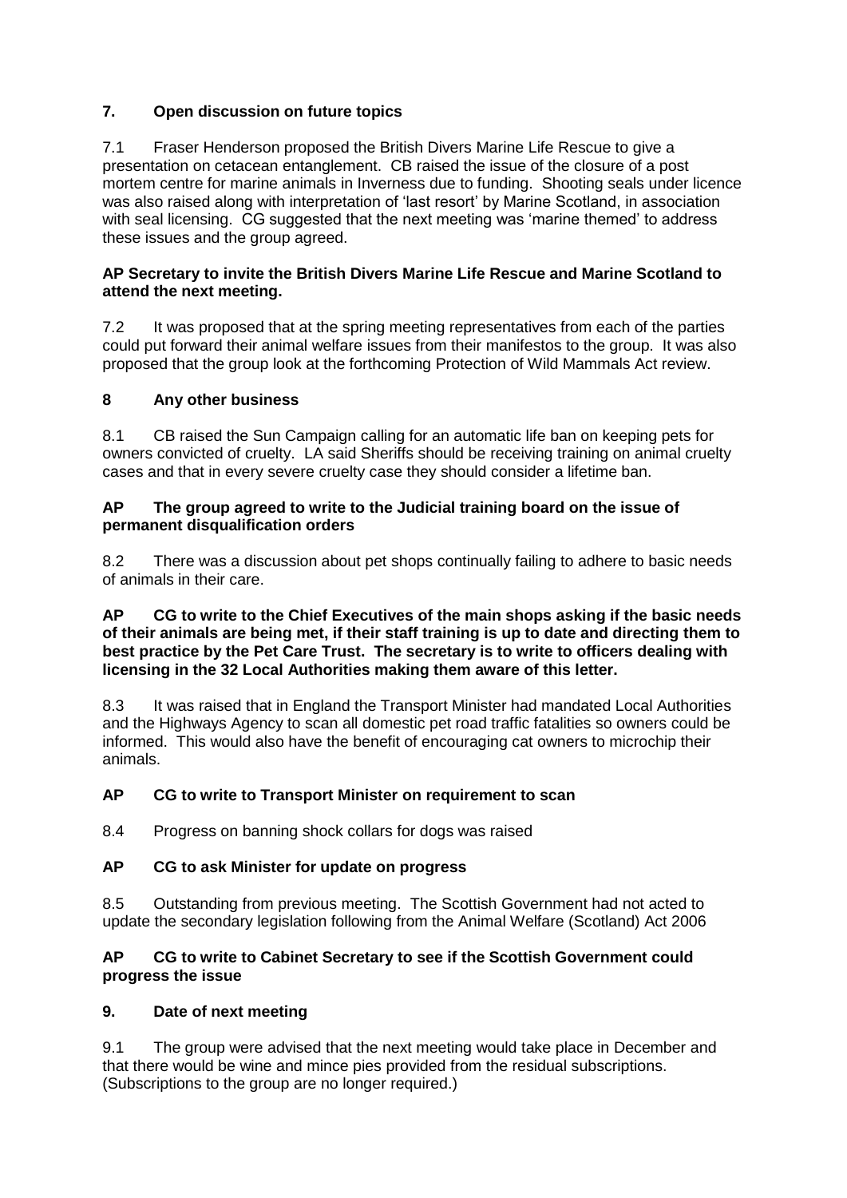## 7. Open discussion on future topics

7.1 Fraser Henderson proposed the British Divers Marine Life Rescue to give a presentation on cetacean entanglement. CB raised the issue of the closure of a post mortem centre for marine animals in Inverness due to funding. Shooting seals under licence was also raised along with interpretation of 'last resort' by Marine Scotland, in association with seal licensing. CG suggested that the next meeting was 'marine themed' to address these issues and the group agreed.

**AP Secretary to invite the British Divers Marine Life Rescue and Marine Scotland to attend the next meeting.**

7.2 It was proposed that at the spring meeting representatives from each of the parties could put forward their animal welfare issues from their manifestos to the group. It was also proposed that the group look at the forthcoming Protection of Wild Mammals Act review.

## 8 Any other business

8.1 CB raised the Sun Campaign calling for an automatic life ban on keeping pets for owners convicted of cruelty. LA said Sheriffs should be receiving training on animal cruelty cases and that in every severe cruelty case they should consider a lifetime ban.

**AP The group agreed to write to the Judicial training board on the issue of permanent disqualification orders**

8.2 There was a discussion about pet shops continually failing to adhere to basic needs of animals in their care.

**AP CG to write to the Chief Executives of the main shops asking if the basic needs of their animals are being met, if their staff training is up to date and directing them to best practice by the Pet Care Trust. The secretary is to write to officers dealing with licensing in the 32 Local Authorities making them aware of this letter.**

8.3 It was raised that in England the Transport Minister had mandated Local Authorities and the Highways Agency to scan all domestic pet road traffic fatalities so owners could be informed. This would also have the benefit of encouraging cat owners to microchip their animals.

**AP CG to write to Transport Minister on requirement to scan**

8.4 Progress on banning shock collars for dogs was raised

**AP CG to ask Minister for update on progress**

8.5 Outstanding from previous meeting. The Scottish Government had not acted to update the secondary legislation following from the Animal Welfare (Scotland) Act 2006

**AP CG to write to Cabinet Secretary to see if the Scottish Government could progress the issue**

## 9. Date of next meeting

9.1 The group were advised that the next meeting would take place in December and that there would be wine and mince pies provided from the residual subscriptions. (Subscriptions to the group are no longer required.)